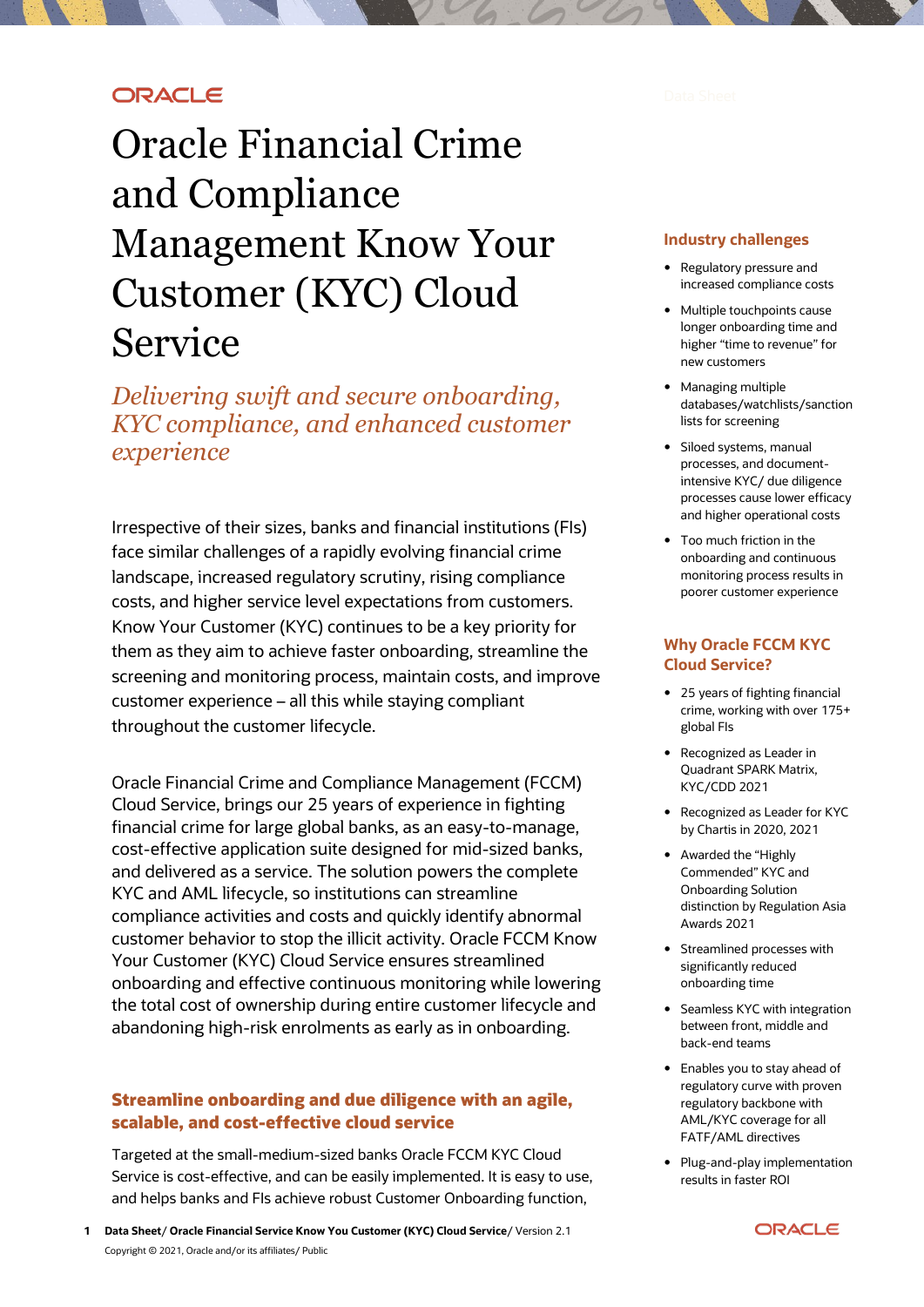# Oracle Financial Crime and Compliance Management Know Your Customer (KYC) Cloud Service

*Delivering swift and secure onboarding, KYC compliance, and enhanced customer experience*

Irrespective of their sizes, banks and financial institutions (FIs) face similar challenges of a rapidly evolving financial crime landscape, increased regulatory scrutiny, rising compliance costs, and higher service level expectations from customers. Know Your Customer (KYC) continues to be a key priority for them as they aim to achieve faster onboarding, streamline the screening and monitoring process, maintain costs, and improve customer experience – all this while staying compliant throughout the customer lifecycle.

Oracle Financial Crime and Compliance Management (FCCM) Cloud Service, brings our 25 years of experience in fighting financial crime for large global banks, as an easy-to-manage, cost-effective application suite designed for mid-sized banks, and delivered as a service. The solution powers the complete KYC and AML lifecycle, so institutions can streamline compliance activities and costs and quickly identify abnormal customer behavior to stop the illicit activity. Oracle FCCM Know Your Customer (KYC) Cloud Service ensures streamlined onboarding and effective continuous monitoring while lowering the total cost of ownership during entire customer lifecycle and abandoning high-risk enrolments as early as in onboarding.

## Streamline onboarding and due diligence with an agile, scalable, and cost-effective cloud service

Targeted at the small-medium-sized banks Oracle FCCM KYC Cloud Service is cost-effective, and can be easily implemented. It is easy to use, and helps banks and FIs achieve robust Customer Onboarding function,

### Industry challenges

- Regulatory pressure and increased compliance costs
- Multiple touchpoints cause longer onboarding time and higher “time to revenue” for new customers
- Managing multiple databases/watchlists/sanction lists for screening
- Siloed systems, manual processes, and document-intensive KYC/ due diligence processes cause lower efficacy and higher operational costs
- Too much friction in the onboarding and continuous monitoring process results in poorer customer experience

### Why Oracle FCCM KYC Cloud Service?

- 25 years of fighting financial crime, working with over 175+ global FIs
- Recognized as Leader in Quadrant SPARK Matrix, KYC/CDD 2021
- Recognized as Leader for KYC by Chartis in 2020, 2021
- Awarded the “Highly Commended” KYC and Onboarding Solution distinction by Regulation Asia Awards 2021
- Streamlined processes with significantly reduced onboarding time
- Seamless KYC with integration between front, middle and back-end teams
- Enables you to stay ahead of regulatory curve with proven regulatory backbone with AML/KYC coverage for all FATF/AML directives
- Plug-and-play implementation results in faster ROI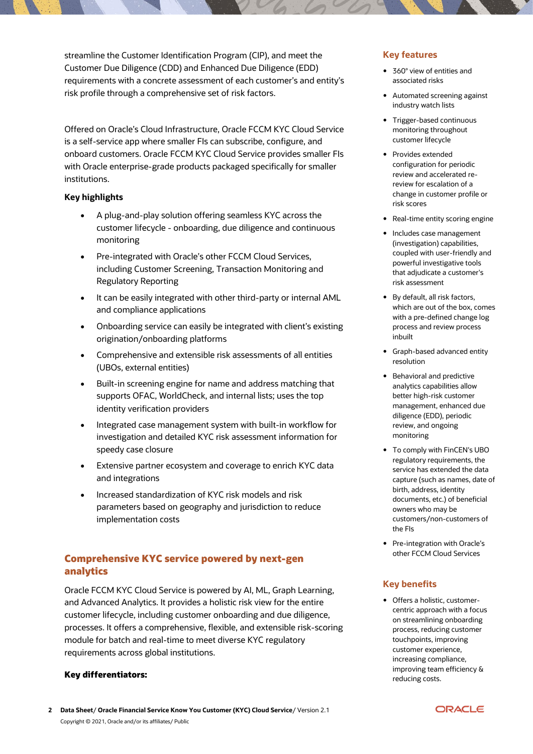streamline the Customer Identification Program (CIP), and meet the Customer Due Diligence (CDD) and Enhanced Due Diligence (EDD) requirements with a concrete assessment of each customer's and entity's risk profile through a comprehensive set of risk factors.

Offered on Oracle's Cloud Infrastructure, Oracle FCCM KYC Cloud Service is a self-service app where smaller FIs can subscribe, configure, and onboard customers. Oracle FCCM KYC Cloud Service provides smaller FIs with Oracle enterprise-grade products packaged specifically for smaller institutions.

**Key highlights**

- A plug-and-play solution offering seamless KYC across the customer lifecycle - onboarding, due diligence and continuous monitoring
- Pre-integrated with Oracle's other FCCM Cloud Services, including Customer Screening, Transaction Monitoring and Regulatory Reporting
- It can be easily integrated with other third-party or internal AML and compliance applications
- Onboarding service can easily be integrated with client's existing origination/onboarding platforms
- Comprehensive and extensible risk assessments of all entities (UBOs, external entities)
- Built-in screening engine for name and address matching that supports OFAC, WorldCheck, and internal lists; uses the top identity verification providers
- Integrated case management system with built-in workflow for investigation and detailed KYC risk assessment information for speedy case closure
- Extensive partner ecosystem and coverage to enrich KYC data and integrations
- Increased standardization of KYC risk models and risk parameters based on geography and jurisdiction to reduce implementation costs

## Comprehensive KYC service powered by next-gen analytics

Oracle FCCM KYC Cloud Service is powered by AI, ML, Graph Learning, and Advanced Analytics. It provides a holistic risk view for the entire customer lifecycle, including customer onboarding and due diligence, processes. It offers a comprehensive, flexible, and extensible risk-scoring module for batch and real-time to meet diverse KYC regulatory requirements across global institutions.

**Key differentiators:**

## Key features

- 360° view of entities and associated risks
- Automated screening against industry watch lists
- Trigger-based continuous monitoring throughout customer lifecycle
- Provides extended configuration for periodic review and accelerated re-review for escalation of a change in customer profile or risk scores
- Real-time entity scoring engine
- Includes case management (investigation) capabilities, coupled with user-friendly and powerful investigative tools that adjudicate a customer's risk assessment
- By default, all risk factors, which are out of the box, comes with a pre-defined change log process and review process inbuilt
- Graph-based advanced entity resolution
- Behavioral and predictive analytics capabilities allow better high-risk customer management, enhanced due diligence (EDD), periodic review, and ongoing monitoring
- To comply with FinCEN's UBO regulatory requirements, the service has extended the data capture (such as names, date of birth, address, identity documents, etc.) of beneficial owners who may be customers/non-customers of the FIs
- Pre-integration with Oracle's other FCCM Cloud Services

## Key benefits

- Offers a holistic, customer-centric approach with a focus on streamlining onboarding process, reducing customer touchpoints, improving customer experience, increasing compliance, improving team efficiency & reducing costs.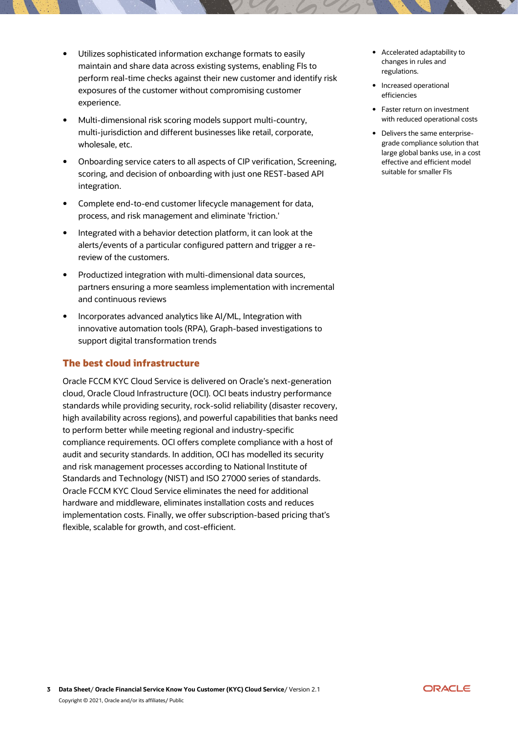- Utilizes sophisticated information exchange formats to easily maintain and share data across existing systems, enabling FIs to perform real-time checks against their new customer and identify risk exposures of the customer without compromising customer experience.
- Multi-dimensional risk scoring models support multi-country, multi-jurisdiction and different businesses like retail, corporate, wholesale, etc.
- Onboarding service caters to all aspects of CIP verification, Screening, scoring, and decision of onboarding with just one REST-based API integration.
- Complete end-to-end customer lifecycle management for data, process, and risk management and eliminate 'friction.'
- Integrated with a behavior detection platform, it can look at the alerts/events of a particular configured pattern and trigger a re-review of the customers.
- Productized integration with multi-dimensional data sources, partners ensuring a more seamless implementation with incremental and continuous reviews
- Incorporates advanced analytics like AI/ML, Integration with innovative automation tools (RPA), Graph-based investigations to support digital transformation trends

## The best cloud infrastructure

Oracle FCCM KYC Cloud Service is delivered on Oracle's next-generation cloud, Oracle Cloud Infrastructure (OCI). OCI beats industry performance standards while providing security, rock-solid reliability (disaster recovery, high availability across regions), and powerful capabilities that banks need to perform better while meeting regional and industry-specific compliance requirements. OCI offers complete compliance with a host of audit and security standards. In addition, OCI has modelled its security and risk management processes according to National Institute of Standards and Technology (NIST) and ISO 27000 series of standards. Oracle FCCM KYC Cloud Service eliminates the need for additional hardware and middleware, eliminates installation costs and reduces implementation costs. Finally, we offer subscription-based pricing that's flexible, scalable for growth, and cost-efficient.

- Accelerated adaptability to changes in rules and regulations.
- Increased operational efficiencies
- Faster return on investment with reduced operational costs
- Delivers the same enterprise-grade compliance solution that large global banks use, in a cost effective and efficient model suitable for smaller FIs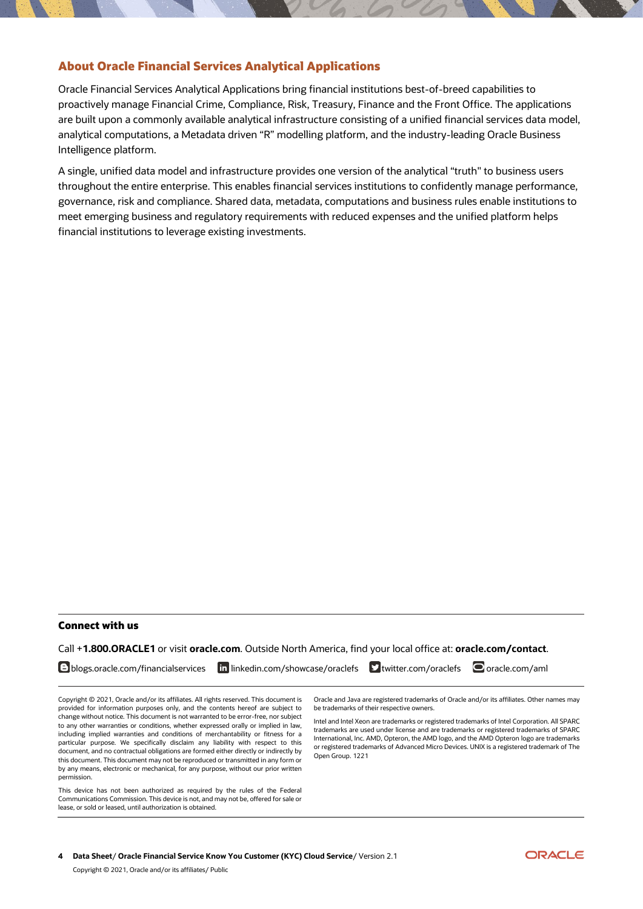## About Oracle Financial Services Analytical Applications

Oracle Financial Services Analytical Applications bring financial institutions best-of-breed capabilities to proactively manage Financial Crime, Compliance, Risk, Treasury, Finance and the Front Office. The applications are built upon a commonly available analytical infrastructure consisting of a unified financial services data model, analytical computations, a Metadata driven "R" modelling platform, and the industry-leading Oracle Business Intelligence platform.

A single, unified data model and infrastructure provides one version of the analytical "truth" to business users throughout the entire enterprise. This enables financial services institutions to confidently manage performance, governance, risk and compliance. Shared data, metadata, computations and business rules enable institutions to meet emerging business and regulatory requirements with reduced expenses and the unified platform helps financial institutions to leverage existing investments.

### Connect with us

Call +**1.800.ORACLE1** or visit **oracle.com**. Outside North America, find your local office at: **oracle.com/contact**.

blogs.oracle.com/financialservices linkedin.com/showcase/oraclefs twitter.com/oraclefs oracle.com/aml

Copyright © 2021, Oracle and/or its affiliates. All rights reserved. This document is provided for information purposes only, and the contents hereof are subject to change without notice. This document is not warranted to be error-free, nor subject to any other warranties or conditions, whether expressed orally or implied in law, including implied warranties and conditions of merchantability or fitness for a particular purpose. We specifically disclaim any liability with respect to this document, and no contractual obligations are formed either directly or indirectly by this document. This document may not be reproduced or transmitted in any form or by any means, electronic or mechanical, for any purpose, without our prior written permission.

This device has not been authorized as required by the rules of the Federal Communications Commission. This device is not, and may not be, offered for sale or lease, or sold or leased, until authorization is obtained.

Oracle and Java are registered trademarks of Oracle and/or its affiliates. Other names may be trademarks of their respective owners.

Intel and Intel Xeon are trademarks or registered trademarks of Intel Corporation. All SPARC trademarks are used under license and are trademarks or registered trademarks of SPARC International, Inc. AMD, Opteron, the AMD logo, and the AMD Opteron logo are trademarks or registered trademarks of Advanced Micro Devices. UNIX is a registered trademark of The Open Group. 1221